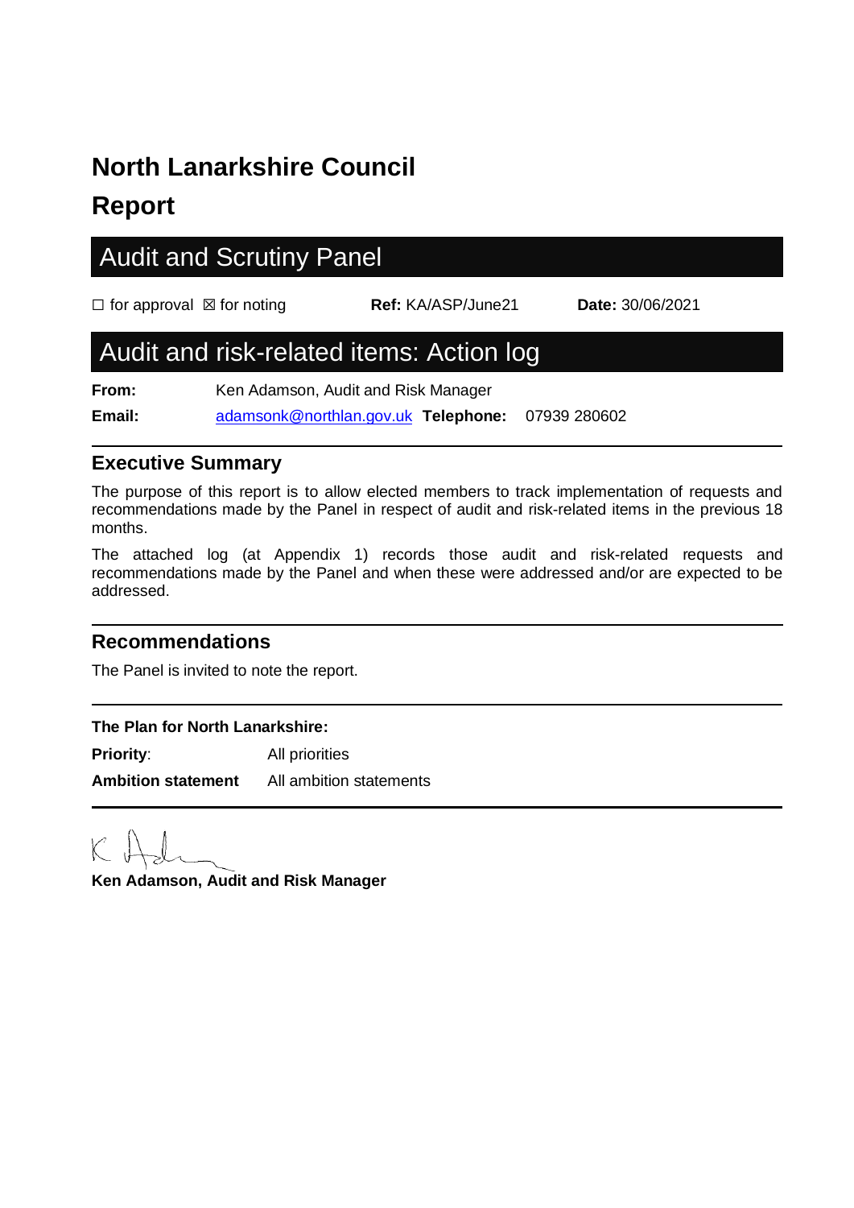# North Lanarkshire Council

# Report

## Audit and Scrutiny Panel

☐ for approval ☒ for noting **Ref:** KA/ASP/June21 **Date:** 30/06/2021

## Audit and risk-related items: Action log

**From:** Ken Adamson, Audit and Risk Manager

**Email:** adamsonk@northlan.gov.uk **Telephone:** 07939 280602

### Executive Summary

The purpose of this report is to allow elected members to track implementation of requests and recommendations made by the Panel in respect of audit and risk-related items in the previous 18 months.

The attached log (at Appendix 1) records those audit and risk-related requests and recommendations made by the Panel and when these were addressed and/or are expected to be addressed.

### Recommendations

The Panel is invited to note the report.

**The Plan for North Lanarkshire:**

**Priority**: All priorities

**Ambition statement** All ambition statements

**Ken Adamson, Audit and Risk Manager**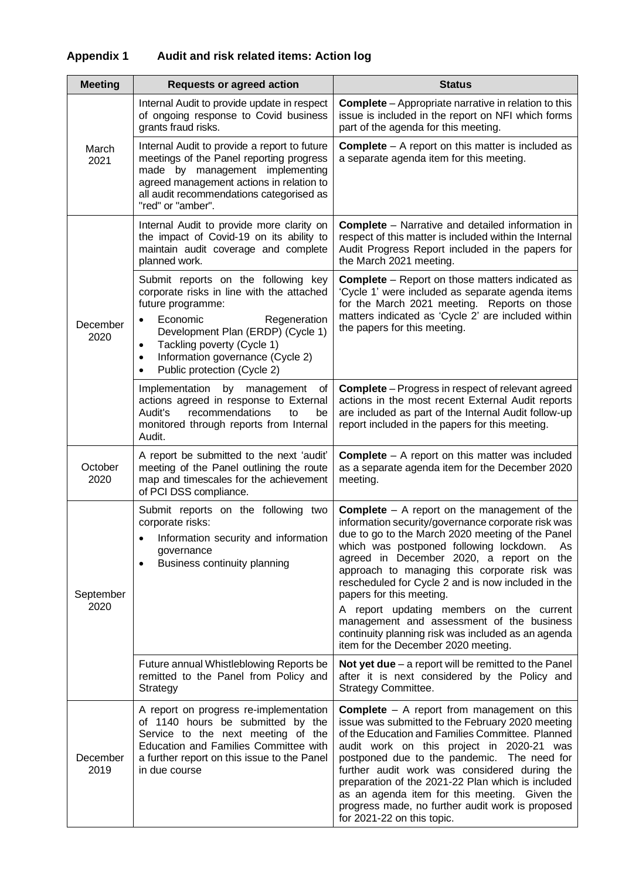## Appendix 1 Audit and risk related items: Action log

| Meeting | Requests or agreed action | Status |
|---|---|---|
| March 2021 | Internal Audit to provide update in respect of ongoing response to Covid business grants fraud risks. | **Complete** – Appropriate narrative in relation to this issue is included in the report on NFI which forms part of the agenda for this meeting. |
| | Internal Audit to provide a report to future meetings of the Panel reporting progress made by management implementing agreed management actions in relation to all audit recommendations categorised as "red" or "amber". | **Complete** – A report on this matter is included as a separate agenda item for this meeting. |
| December 2020 | Internal Audit to provide more clarity on the impact of Covid-19 on its ability to maintain audit coverage and complete planned work. | **Complete** – Narrative and detailed information in respect of this matter is included within the Internal Audit Progress Report included in the papers for the March 2021 meeting. |
| | Submit reports on the following key corporate risks in line with the attached future programme:<br>• Economic Regeneration Development Plan (ERDP) (Cycle 1)<br>• Tackling poverty (Cycle 1)<br>• Information governance (Cycle 2)<br>• Public protection (Cycle 2) | **Complete** – Report on those matters indicated as 'Cycle 1' were included as separate agenda items for the March 2021 meeting. Reports on those matters indicated as 'Cycle 2' are included within the papers for this meeting. |
| | Implementation by management of actions agreed in response to External Audit's recommendations to be monitored through reports from Internal Audit. | **Complete** – Progress in respect of relevant agreed actions in the most recent External Audit reports are included as part of the Internal Audit follow-up report included in the papers for this meeting. |
| October 2020 | A report be submitted to the next 'audit' meeting of the Panel outlining the route map and timescales for the achievement of PCI DSS compliance. | **Complete** – A report on this matter was included as a separate agenda item for the December 2020 meeting. |
| September 2020 | Submit reports on the following two corporate risks:<br>• Information security and information governance<br>• Business continuity planning | **Complete** – A report on the management of the information security/governance corporate risk was due to go to the March 2020 meeting of the Panel which was postponed following lockdown. As agreed in December 2020, a report on the approach to managing this corporate risk was rescheduled for Cycle 2 and is now included in the papers for this meeting.<br>A report updating members on the current management and assessment of the business continuity planning risk was included as an agenda item for the December 2020 meeting. |
| | Future annual Whistleblowing Reports be remitted to the Panel from Policy and Strategy | **Not yet due** – a report will be remitted to the Panel after it is next considered by the Policy and Strategy Committee. |
| December 2019 | A report on progress re-implementation of 1140 hours be submitted by the Service to the next meeting of the Education and Families Committee with a further report on this issue to the Panel in due course | **Complete** – A report from management on this issue was submitted to the February 2020 meeting of the Education and Families Committee. Planned audit work on this project in 2020-21 was postponed due to the pandemic. The need for further audit work was considered during the preparation of the 2021-22 Plan which is included as an agenda item for this meeting. Given the progress made, no further audit work is proposed for 2021-22 on this topic. |